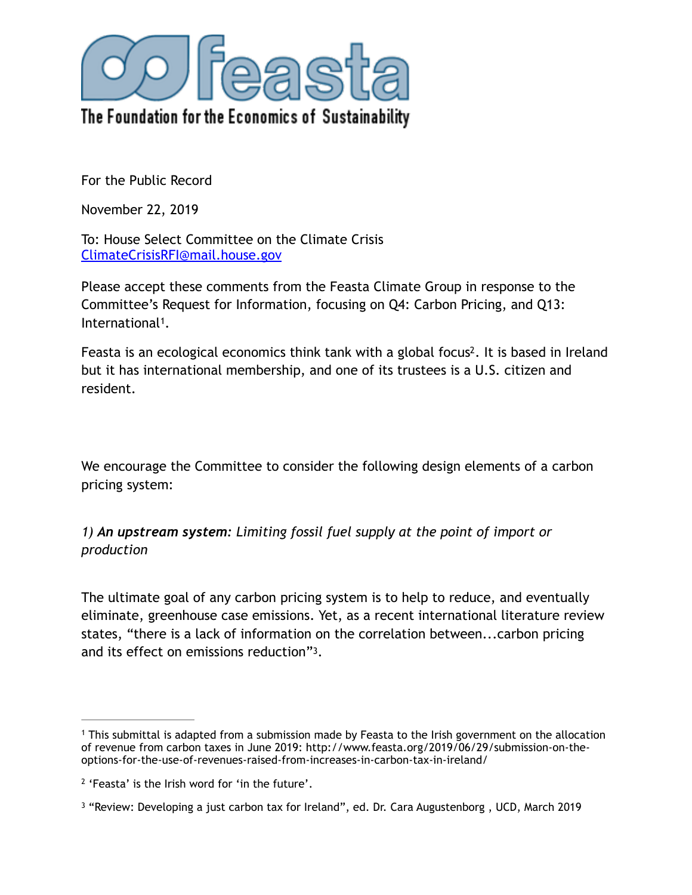# feasta

The Foundation for the Economics of Sustainability

For the Public Record

November 22, 2019

To: House Select Committee on the Climate Crisis
ClimateCrisisRFI@mail.house.gov

Please accept these comments from the Feasta Climate Group in response to the Committee's Request for Information, focusing on Q4: Carbon Pricing, and Q13: International[1].

Feasta is an ecological economics think tank with a global focus[2]. It is based in Ireland but it has international membership, and one of its trustees is a U.S. citizen and resident.

We encourage the Committee to consider the following design elements of a carbon pricing system:

*1) **An upstream system**: Limiting fossil fuel supply at the point of import or production*

The ultimate goal of any carbon pricing system is to help to reduce, and eventually eliminate, greenhouse case emissions. Yet, as a recent international literature review states, "there is a lack of information on the correlation between...carbon pricing and its effect on emissions reduction"[3].

---

[1] This submittal is adapted from a submission made by Feasta to the Irish government on the allocation of revenue from carbon taxes in June 2019: http://www.feasta.org/2019/06/29/submission-on-the-options-for-the-use-of-revenues-raised-from-increases-in-carbon-tax-in-ireland/

[2] 'Feasta' is the Irish word for 'in the future'.

[3] "Review: Developing a just carbon tax for Ireland", ed. Dr. Cara Augustenborg , UCD, March 2019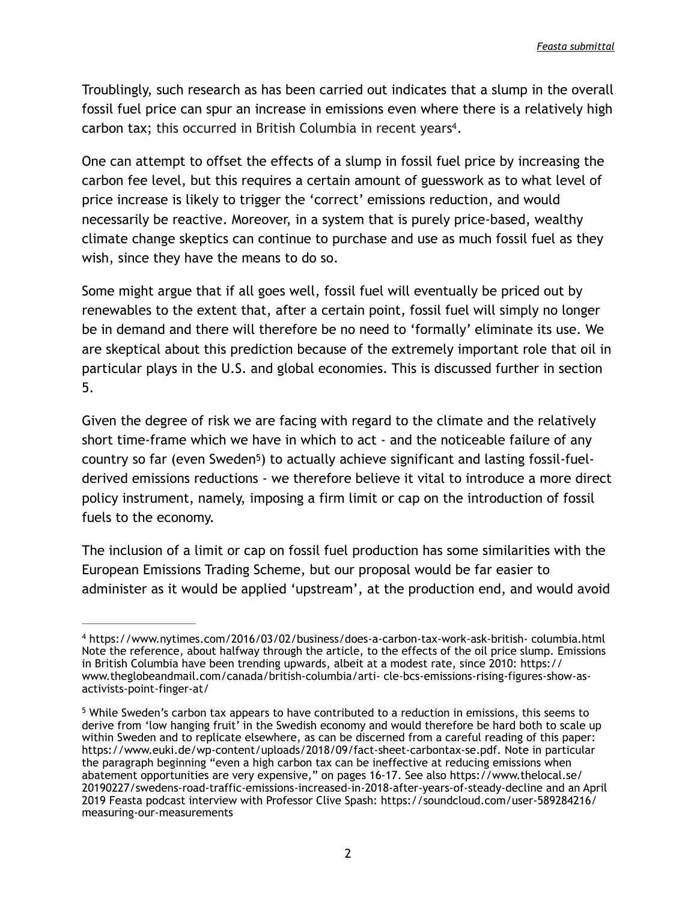Troublingly, such research as has been carried out indicates that a slump in the overall fossil fuel price can spur an increase in emissions even where there is a relatively high carbon tax; this occurred in British Columbia in recent years[4].

One can attempt to offset the effects of a slump in fossil fuel price by increasing the carbon fee level, but this requires a certain amount of guesswork as to what level of price increase is likely to trigger the 'correct' emissions reduction, and would necessarily be reactive. Moreover, in a system that is purely price-based, wealthy climate change skeptics can continue to purchase and use as much fossil fuel as they wish, since they have the means to do so.

Some might argue that if all goes well, fossil fuel will eventually be priced out by renewables to the extent that, after a certain point, fossil fuel will simply no longer be in demand and there will therefore be no need to 'formally' eliminate its use. We are skeptical about this prediction because of the extremely important role that oil in particular plays in the U.S. and global economies. This is discussed further in section 5.

Given the degree of risk we are facing with regard to the climate and the relatively short time-frame which we have in which to act - and the noticeable failure of any country so far (even Sweden[5]) to actually achieve significant and lasting fossil-fuel-derived emissions reductions - we therefore believe it vital to introduce a more direct policy instrument, namely, imposing a firm limit or cap on the introduction of fossil fuels to the economy.

The inclusion of a limit or cap on fossil fuel production has some similarities with the European Emissions Trading Scheme, but our proposal would be far easier to administer as it would be applied 'upstream', at the production end, and would avoid

---

[4] https://www.nytimes.com/2016/03/02/business/does-a-carbon-tax-work-ask-british- columbia.html Note the reference, about halfway through the article, to the effects of the oil price slump. Emissions in British Columbia have been trending upwards, albeit at a modest rate, since 2010: https://www.theglobeandmail.com/canada/british-columbia/arti- cle-bcs-emissions-rising-figures-show-as-activists-point-finger-at/

[5] While Sweden's carbon tax appears to have contributed to a reduction in emissions, this seems to derive from 'low hanging fruit' in the Swedish economy and would therefore be hard both to scale up within Sweden and to replicate elsewhere, as can be discerned from a careful reading of this paper: https://www.euki.de/wp-content/uploads/2018/09/fact-sheet-carbontax-se.pdf. Note in particular the paragraph beginning "even a high carbon tax can be ineffective at reducing emissions when abatement opportunities are very expensive," on pages 16-17. See also https://www.thelocal.se/20190227/swedens-road-traffic-emissions-increased-in-2018-after-years-of-steady-decline and an April 2019 Feasta podcast interview with Professor Clive Spash: https://soundcloud.com/user-589284216/measuring-our-measurements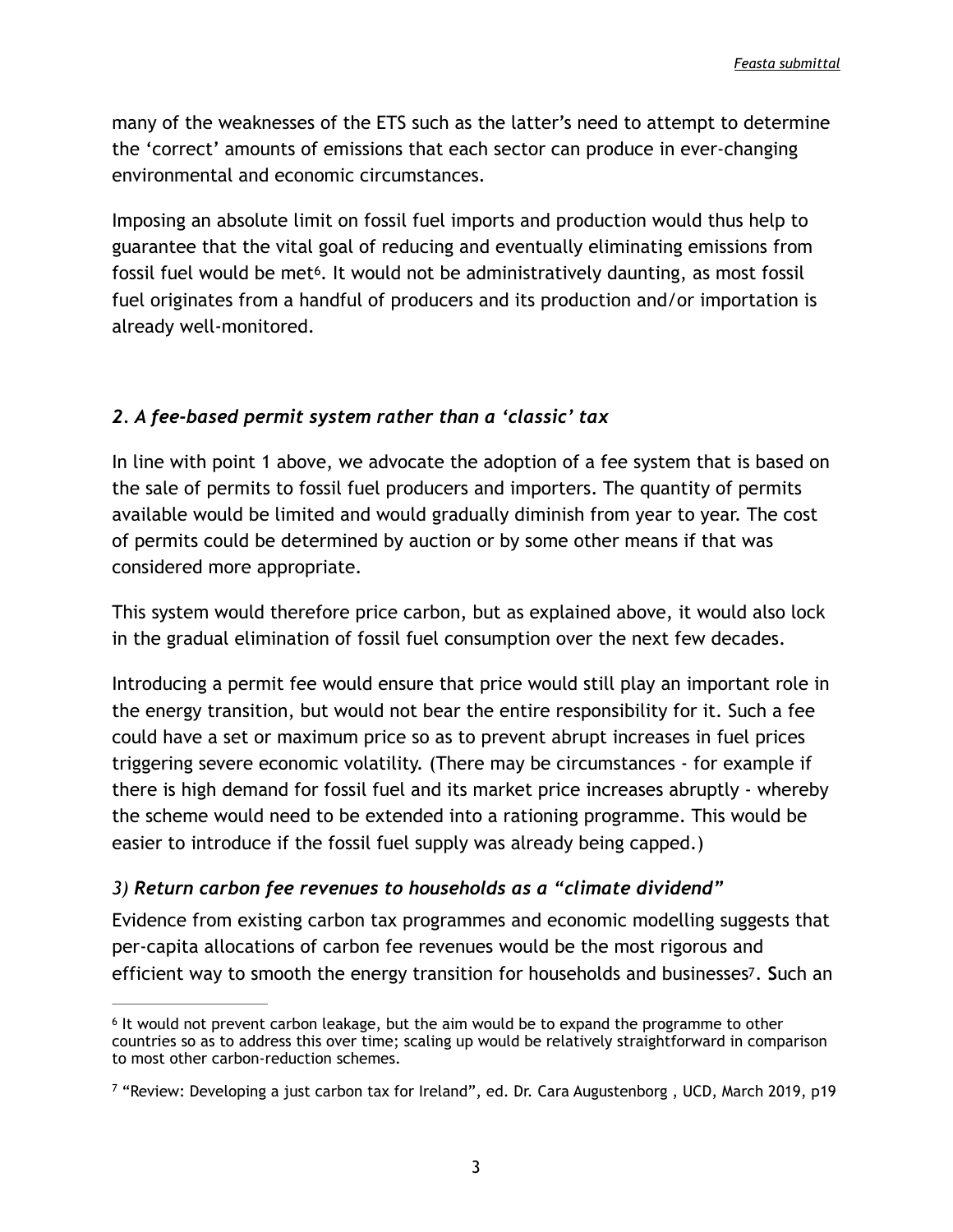many of the weaknesses of the ETS such as the latter's need to attempt to determine the 'correct' amounts of emissions that each sector can produce in ever-changing environmental and economic circumstances.

Imposing an absolute limit on fossil fuel imports and production would thus help to guarantee that the vital goal of reducing and eventually eliminating emissions from fossil fuel would be met[6]. It would not be administratively daunting, as most fossil fuel originates from a handful of producers and its production and/or importation is already well-monitored.

### *2. A fee-based permit system rather than a 'classic' tax*

In line with point 1 above, we advocate the adoption of a fee system that is based on the sale of permits to fossil fuel producers and importers. The quantity of permits available would be limited and would gradually diminish from year to year. The cost of permits could be determined by auction or by some other means if that was considered more appropriate.

This system would therefore price carbon, but as explained above, it would also lock in the gradual elimination of fossil fuel consumption over the next few decades.

Introducing a permit fee would ensure that price would still play an important role in the energy transition, but would not bear the entire responsibility for it. Such a fee could have a set or maximum price so as to prevent abrupt increases in fuel prices triggering severe economic volatility. (There may be circumstances - for example if there is high demand for fossil fuel and its market price increases abruptly - whereby the scheme would need to be extended into a rationing programme. This would be easier to introduce if the fossil fuel supply was already being capped.)

### *3) Return carbon fee revenues to households as a "climate dividend"*

Evidence from existing carbon tax programmes and economic modelling suggests that per-capita allocations of carbon fee revenues would be the most rigorous and efficient way to smooth the energy transition for households and businesses[7]. Such an

---

[6] It would not prevent carbon leakage, but the aim would be to expand the programme to other countries so as to address this over time; scaling up would be relatively straightforward in comparison to most other carbon-reduction schemes.

[7] "Review: Developing a just carbon tax for Ireland", ed. Dr. Cara Augustenborg , UCD, March 2019, p19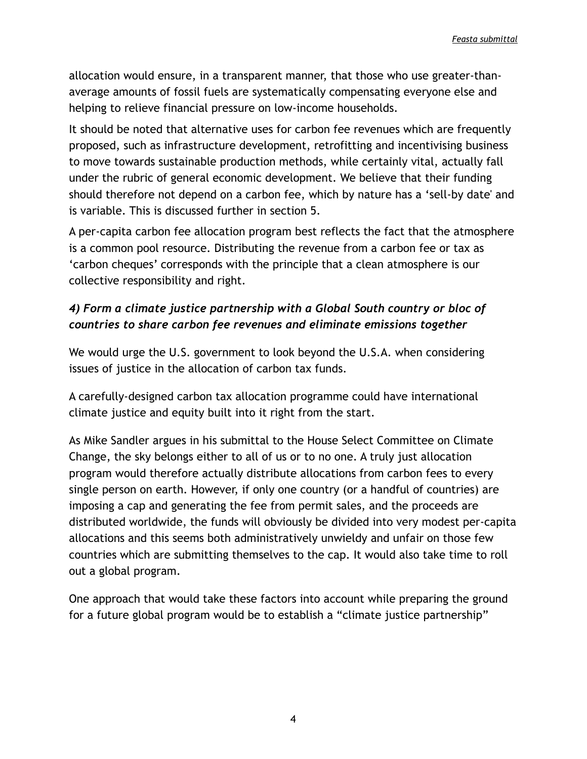allocation would ensure, in a transparent manner, that those who use greater-than-average amounts of fossil fuels are systematically compensating everyone else and helping to relieve financial pressure on low-income households.

It should be noted that alternative uses for carbon fee revenues which are frequently proposed, such as infrastructure development, retrofitting and incentivising business to move towards sustainable production methods, while certainly vital, actually fall under the rubric of general economic development. We believe that their funding should therefore not depend on a carbon fee, which by nature has a 'sell-by date' and is variable. This is discussed further in section 5.

A per-capita carbon fee allocation program best reflects the fact that the atmosphere is a common pool resource. Distributing the revenue from a carbon fee or tax as 'carbon cheques' corresponds with the principle that a clean atmosphere is our collective responsibility and right.

### *4) Form a climate justice partnership with a Global South country or bloc of countries to share carbon fee revenues and eliminate emissions together*

We would urge the U.S. government to look beyond the U.S.A. when considering issues of justice in the allocation of carbon tax funds.

A carefully-designed carbon tax allocation programme could have international climate justice and equity built into it right from the start.

As Mike Sandler argues in his submittal to the House Select Committee on Climate Change, the sky belongs either to all of us or to no one. A truly just allocation program would therefore actually distribute allocations from carbon fees to every single person on earth. However, if only one country (or a handful of countries) are imposing a cap and generating the fee from permit sales, and the proceeds are distributed worldwide, the funds will obviously be divided into very modest per-capita allocations and this seems both administratively unwieldy and unfair on those few countries which are submitting themselves to the cap. It would also take time to roll out a global program.

One approach that would take these factors into account while preparing the ground for a future global program would be to establish a "climate justice partnership"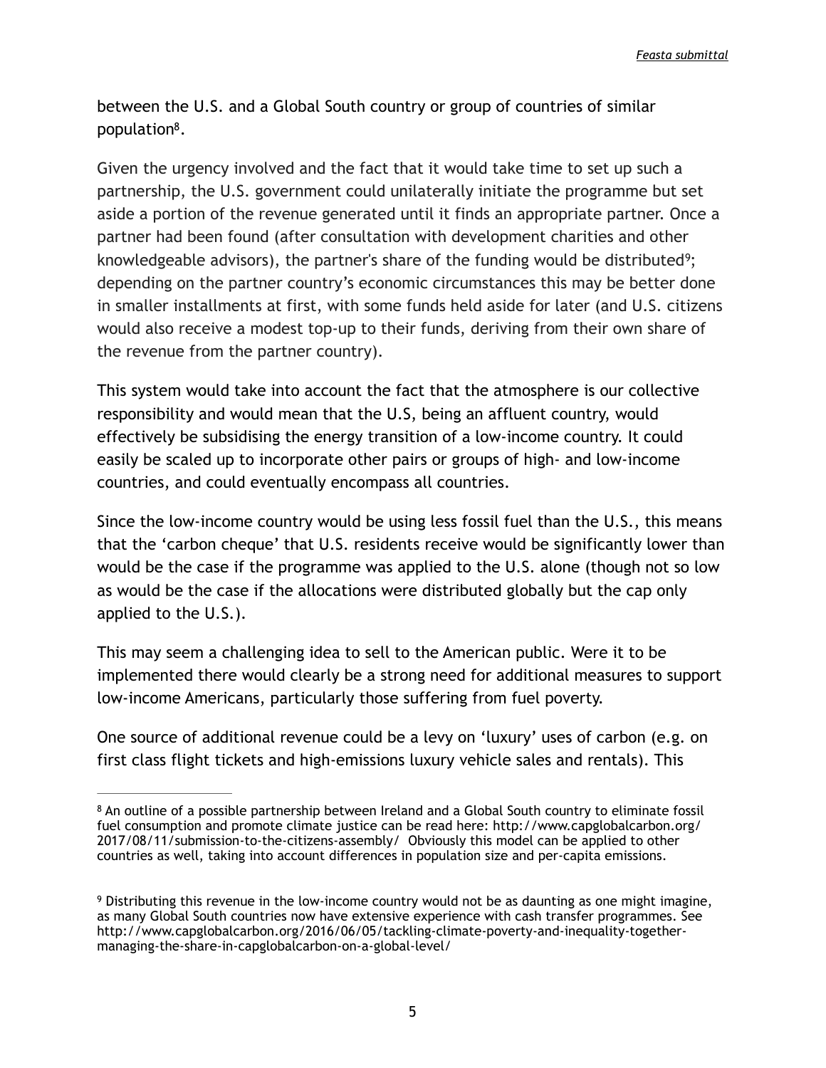between the U.S. and a Global South country or group of countries of similar population[8].

Given the urgency involved and the fact that it would take time to set up such a partnership, the U.S. government could unilaterally initiate the programme but set aside a portion of the revenue generated until it finds an appropriate partner. Once a partner had been found (after consultation with development charities and other knowledgeable advisors), the partner's share of the funding would be distributed[9]; depending on the partner country's economic circumstances this may be better done in smaller installments at first, with some funds held aside for later (and U.S. citizens would also receive a modest top-up to their funds, deriving from their own share of the revenue from the partner country).

This system would take into account the fact that the atmosphere is our collective responsibility and would mean that the U.S, being an affluent country, would effectively be subsidising the energy transition of a low-income country. It could easily be scaled up to incorporate other pairs or groups of high- and low-income countries, and could eventually encompass all countries.

Since the low-income country would be using less fossil fuel than the U.S., this means that the 'carbon cheque' that U.S. residents receive would be significantly lower than would be the case if the programme was applied to the U.S. alone (though not so low as would be the case if the allocations were distributed globally but the cap only applied to the U.S.).

This may seem a challenging idea to sell to the American public. Were it to be implemented there would clearly be a strong need for additional measures to support low-income Americans, particularly those suffering from fuel poverty.

One source of additional revenue could be a levy on 'luxury' uses of carbon (e.g. on first class flight tickets and high-emissions luxury vehicle sales and rentals). This

---

[8] An outline of a possible partnership between Ireland and a Global South country to eliminate fossil fuel consumption and promote climate justice can be read here: http://www.capglobalcarbon.org/2017/08/11/submission-to-the-citizens-assembly/ Obviously this model can be applied to other countries as well, taking into account differences in population size and per-capita emissions.

[9] Distributing this revenue in the low-income country would not be as daunting as one might imagine, as many Global South countries now have extensive experience with cash transfer programmes. See http://www.capglobalcarbon.org/2016/06/05/tackling-climate-poverty-and-inequality-together-managing-the-share-in-capglobalcarbon-on-a-global-level/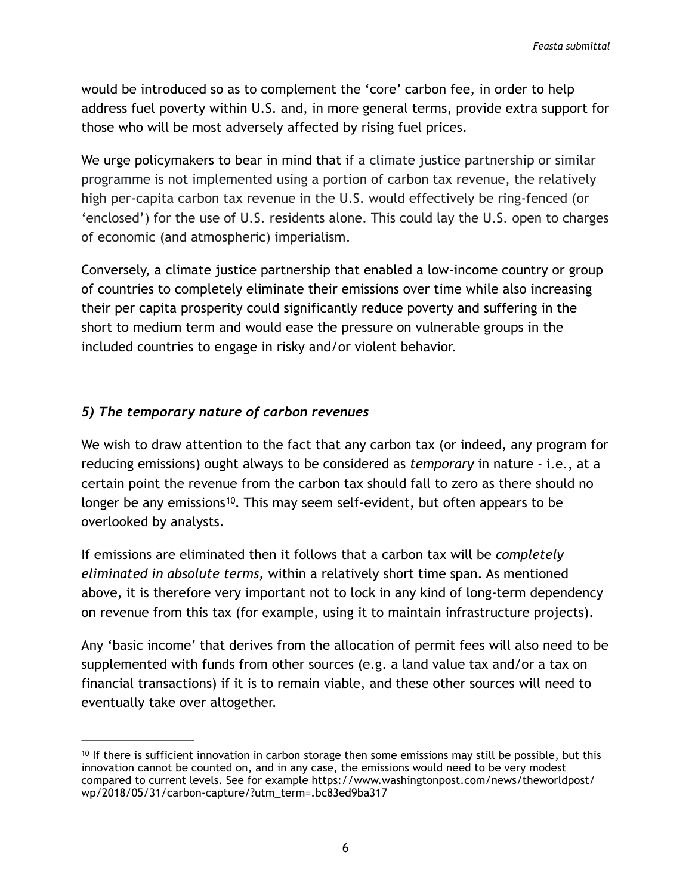would be introduced so as to complement the 'core' carbon fee, in order to help address fuel poverty within U.S. and, in more general terms, provide extra support for those who will be most adversely affected by rising fuel prices.

We urge policymakers to bear in mind that if a climate justice partnership or similar programme is not implemented using a portion of carbon tax revenue, the relatively high per-capita carbon tax revenue in the U.S. would effectively be ring-fenced (or 'enclosed') for the use of U.S. residents alone. This could lay the U.S. open to charges of economic (and atmospheric) imperialism.

Conversely, a climate justice partnership that enabled a low-income country or group of countries to completely eliminate their emissions over time while also increasing their per capita prosperity could significantly reduce poverty and suffering in the short to medium term and would ease the pressure on vulnerable groups in the included countries to engage in risky and/or violent behavior.

### *5) The temporary nature of carbon revenues*

We wish to draw attention to the fact that any carbon tax (or indeed, any program for reducing emissions) ought always to be considered as *temporary* in nature - i.e., at a certain point the revenue from the carbon tax should fall to zero as there should no longer be any emissions[10]. This may seem self-evident, but often appears to be overlooked by analysts.

If emissions are eliminated then it follows that a carbon tax will be *completely eliminated in absolute terms,* within a relatively short time span. As mentioned above, it is therefore very important not to lock in any kind of long-term dependency on revenue from this tax (for example, using it to maintain infrastructure projects).

Any 'basic income' that derives from the allocation of permit fees will also need to be supplemented with funds from other sources (e.g. a land value tax and/or a tax on financial transactions) if it is to remain viable, and these other sources will need to eventually take over altogether.

---

[10] If there is sufficient innovation in carbon storage then some emissions may still be possible, but this innovation cannot be counted on, and in any case, the emissions would need to be very modest compared to current levels. See for example https://www.washingtonpost.com/news/theworldpost/wp/2018/05/31/carbon-capture/?utm_term=.bc83ed9ba317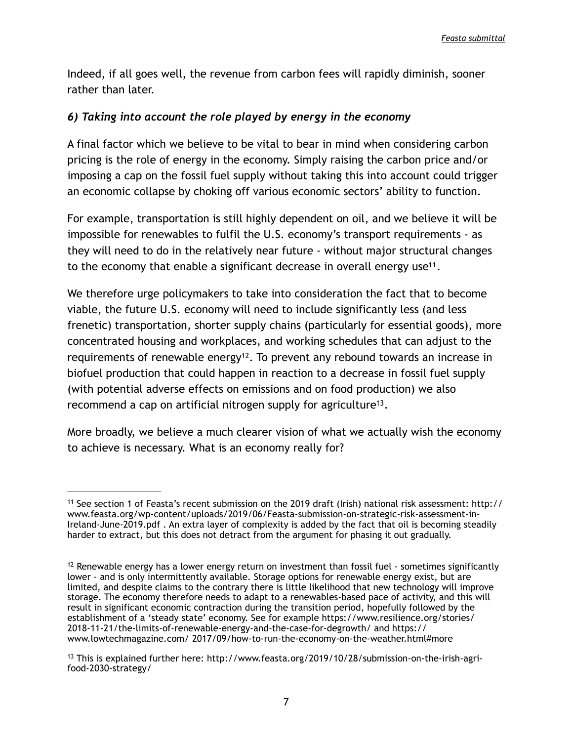Indeed, if all goes well, the revenue from carbon fees will rapidly diminish, sooner rather than later.

### *6) Taking into account the role played by energy in the economy*

A final factor which we believe to be vital to bear in mind when considering carbon pricing is the role of energy in the economy. Simply raising the carbon price and/or imposing a cap on the fossil fuel supply without taking this into account could trigger an economic collapse by choking off various economic sectors' ability to function.

For example, transportation is still highly dependent on oil, and we believe it will be impossible for renewables to fulfil the U.S. economy's transport requirements - as they will need to do in the relatively near future - without major structural changes to the economy that enable a significant decrease in overall energy use[11].

We therefore urge policymakers to take into consideration the fact that to become viable, the future U.S. economy will need to include significantly less (and less frenetic) transportation, shorter supply chains (particularly for essential goods), more concentrated housing and workplaces, and working schedules that can adjust to the requirements of renewable energy[12]. To prevent any rebound towards an increase in biofuel production that could happen in reaction to a decrease in fossil fuel supply (with potential adverse effects on emissions and on food production) we also recommend a cap on artificial nitrogen supply for agriculture[13].

More broadly, we believe a much clearer vision of what we actually wish the economy to achieve is necessary. What is an economy really for?

---

[11] See section 1 of Feasta's recent submission on the 2019 draft (Irish) national risk assessment: http://www.feasta.org/wp-content/uploads/2019/06/Feasta-submission-on-strategic-risk-assessment-in-Ireland-June-2019.pdf . An extra layer of complexity is added by the fact that oil is becoming steadily harder to extract, but this does not detract from the argument for phasing it out gradually.

[12] Renewable energy has a lower energy return on investment than fossil fuel - sometimes significantly lower - and is only intermittently available. Storage options for renewable energy exist, but are limited, and despite claims to the contrary there is little likelihood that new technology will improve storage. The economy therefore needs to adapt to a renewables-based pace of activity, and this will result in significant economic contraction during the transition period, hopefully followed by the establishment of a 'steady state' economy. See for example https://www.resilience.org/stories/2018-11-21/the-limits-of-renewable-energy-and-the-case-for-degrowth/ and https://www.lowtechmagazine.com/ 2017/09/how-to-run-the-economy-on-the-weather.html#more

[13] This is explained further here: http://www.feasta.org/2019/10/28/submission-on-the-irish-agri-food-2030-strategy/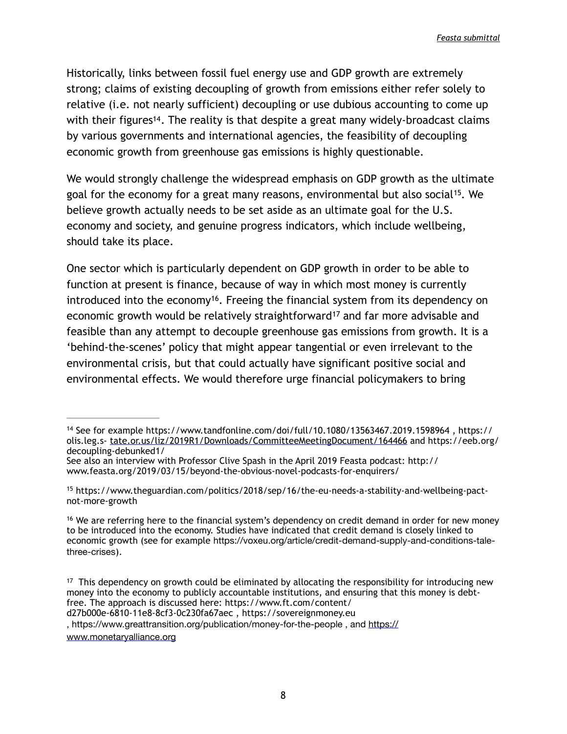Historically, links between fossil fuel energy use and GDP growth are extremely strong; claims of existing decoupling of growth from emissions either refer solely to relative (i.e. not nearly sufficient) decoupling or use dubious accounting to come up with their figures[14]. The reality is that despite a great many widely-broadcast claims by various governments and international agencies, the feasibility of decoupling economic growth from greenhouse gas emissions is highly questionable.

We would strongly challenge the widespread emphasis on GDP growth as the ultimate goal for the economy for a great many reasons, environmental but also social[15]. We believe growth actually needs to be set aside as an ultimate goal for the U.S. economy and society, and genuine progress indicators, which include wellbeing, should take its place.

One sector which is particularly dependent on GDP growth in order to be able to function at present is finance, because of way in which most money is currently introduced into the economy[16]. Freeing the financial system from its dependency on economic growth would be relatively straightforward[17] and far more advisable and feasible than any attempt to decouple greenhouse gas emissions from growth. It is a 'behind-the-scenes' policy that might appear tangential or even irrelevant to the environmental crisis, but that could actually have significant positive social and environmental effects. We would therefore urge financial policymakers to bring

---

[14] See for example https://www.tandfonline.com/doi/full/10.1080/13563467.2019.1598964 , https://olis.leg.state.or.us/liz/2019R1/Downloads/CommitteeMeetingDocument/164466 and https://eeb.org/decoupling-debunked1/
See also an interview with Professor Clive Spash in the April 2019 Feasta podcast: http://www.feasta.org/2019/03/15/beyond-the-obvious-novel-podcasts-for-enquirers/

[15] https://www.theguardian.com/politics/2018/sep/16/the-eu-needs-a-stability-and-wellbeing-pact-not-more-growth

[16] We are referring here to the financial system's dependency on credit demand in order for new money to be introduced into the economy. Studies have indicated that credit demand is closely linked to economic growth (see for example https://voxeu.org/article/credit-demand-supply-and-conditions-tale-three-crises).

[17] This dependency on growth could be eliminated by allocating the responsibility for introducing new money into the economy to publicly accountable institutions, and ensuring that this money is debt-free. The approach is discussed here: https://www.ft.com/content/d27b000e-6810-11e8-8cf3-0c230fa67aec , https://sovereignmoney.eu , https://www.greattransition.org/publication/money-for-the-people , and https://www.monetaryalliance.org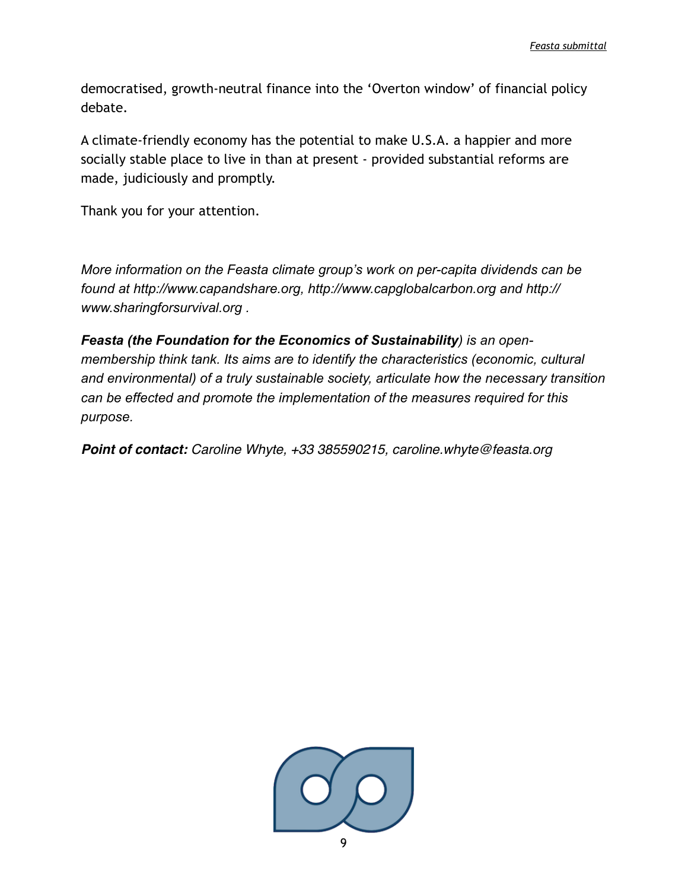democratised, growth-neutral finance into the 'Overton window' of financial policy debate.

A climate-friendly economy has the potential to make U.S.A. a happier and more socially stable place to live in than at present - provided substantial reforms are made, judiciously and promptly.

Thank you for your attention.

*More information on the Feasta climate group's work on per-capita dividends can be found at http://www.capandshare.org, http://www.capglobalcarbon.org and http://www.sharingforsurvival.org .*

***Feasta (the Foundation for the Economics of Sustainability**) is an open-membership think tank. Its aims are to identify the characteristics (economic, cultural and environmental) of a truly sustainable society, articulate how the necessary transition can be effected and promote the implementation of the measures required for this purpose.*

***Point of contact:** Caroline Whyte, +33 385590215, caroline.whyte@feasta.org*